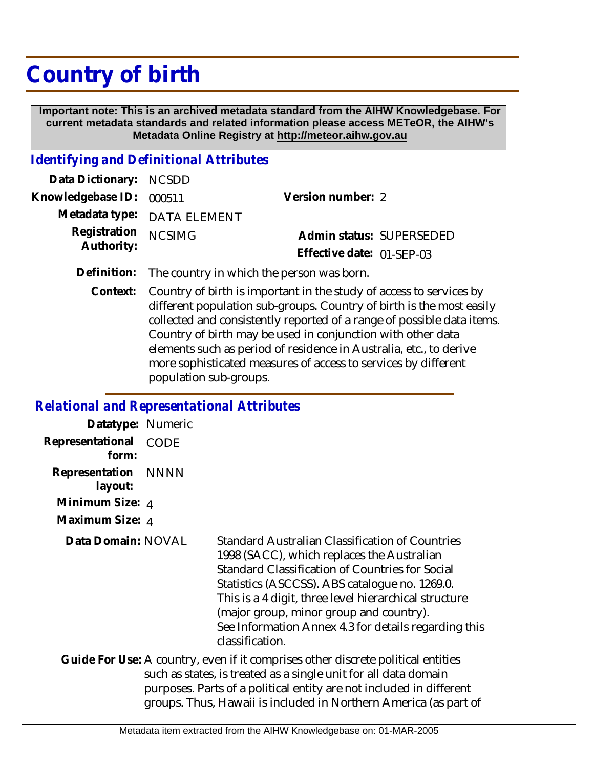# Country of birth

**Important note: This is an archived metadata standard from the AIHW Knowledgebase. For current metadata standards and related information please access METeOR, the AIHW's Metadata Online Registry at http://meteor.aihw.gov.au**

## *Identifying and Definitional Attributes*

**Data Dictionary:** NCSDD

**Knowledgebase ID:** 000511

**Version number:** 2

**Metadata type:** DATA ELEMENT

**Registration Authority:** NCSIMG

**Admin status:** SUPERSEDED

**Effective date:** 01-SEP-03

**Definition:** The country in which the person was born.

**Context:** Country of birth is important in the study of access to services by different population sub-groups. Country of birth is the most easily collected and consistently reported of a range of possible data items. Country of birth may be used in conjunction with other data elements such as period of residence in Australia, etc., to derive more sophisticated measures of access to services by different population sub-groups.

## *Relational and Representational Attributes*

**Datatype:** Numeric

**Representational form:** CODE

**Representation layout:** NNNN

**Minimum Size:** 4

**Maximum Size:** 4

**Data Domain:** NOVAL

Standard Australian Classification of Countries 1998 (SACC), which replaces the Australian Standard Classification of Countries for Social Statistics (ASCCSS). ABS catalogue no. 1269.0. This is a 4 digit, three level hierarchical structure (major group, minor group and country). See Information Annex 4.3 for details regarding this classification.

**Guide For Use:** A country, even if it comprises other discrete political entities such as states, is treated as a single unit for all data domain purposes. Parts of a political entity are not included in different groups. Thus, Hawaii is included in Northern America (as part of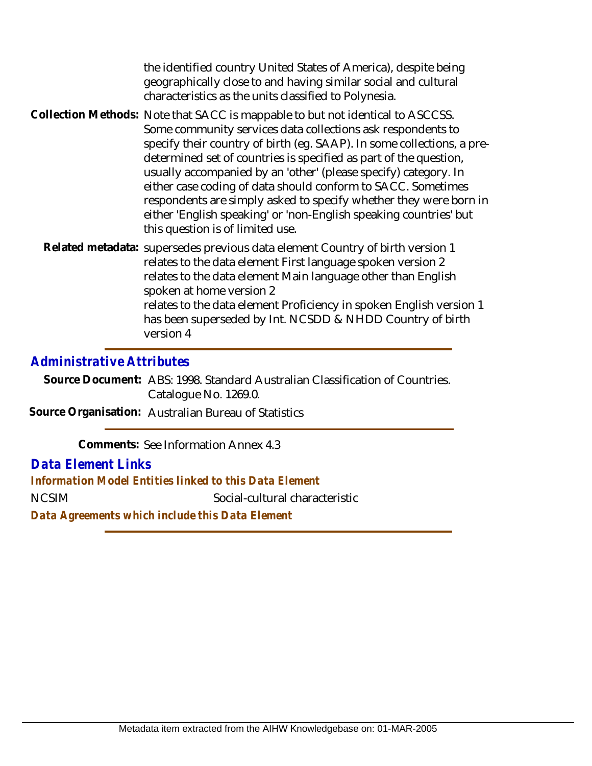the identified country United States of America), despite being geographically close to and having similar social and cultural characteristics as the units classified to Polynesia.

**Collection Methods:** Note that SACC is mappable to but not identical to ASCCSS. Some community services data collections ask respondents to specify their country of birth (eg. SAAP). In some collections, a pre-determined set of countries is specified as part of the question, usually accompanied by an 'other' (please specify) category. In either case coding of data should conform to SACC. Sometimes respondents are simply asked to specify whether they were born in either 'English speaking' or 'non-English speaking countries' but this question is of limited use.

**Related metadata:** supersedes previous data element Country of birth version 1
relates to the data element First language spoken version 2
relates to the data element Main language other than English spoken at home version 2
relates to the data element Proficiency in spoken English version 1
has been superseded by Int. NCSDD & NHDD Country of birth version 4

## Administrative Attributes

**Source Document:** ABS: 1998. Standard Australian Classification of Countries. Catalogue No. 1269.0.

**Source Organisation:** Australian Bureau of Statistics

**Comments:** See Information Annex 4.3

## Data Element Links

### Information Model Entities linked to this Data Element

NCSIM Social-cultural characteristic

### Data Agreements which include this Data Element

Metadata item extracted from the AIHW Knowledgebase on: 01-MAR-2005